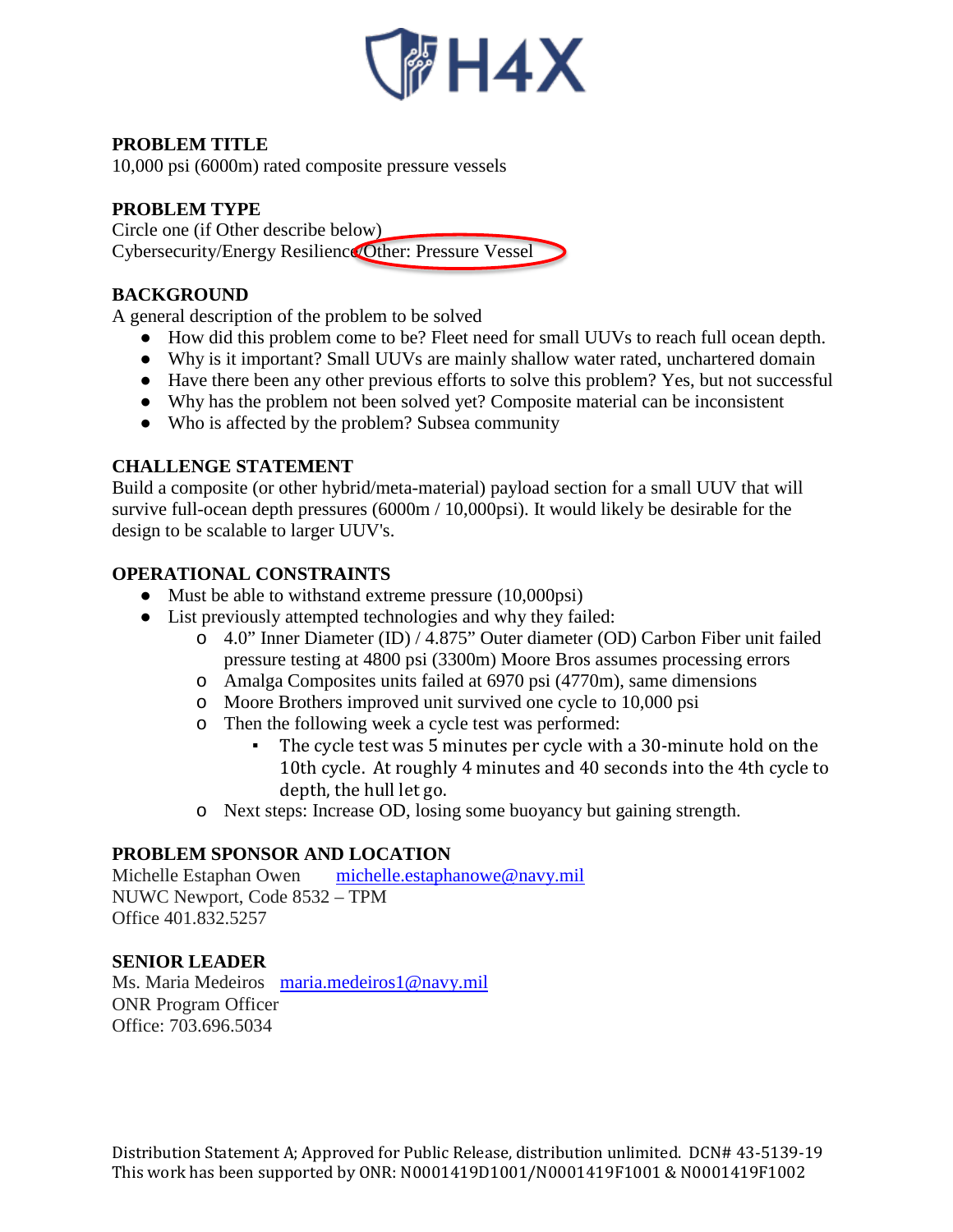H4X

**PROBLEM TITLE**
10,000 psi (6000m) rated composite pressure vessels

**PROBLEM TYPE**
Circle one (if Other describe below)
Cybersecurity/Energy Resilience/Other: Pressure Vessel

**BACKGROUND**
A general description of the problem to be solved

- How did this problem come to be? Fleet need for small UUVs to reach full ocean depth.
- Why is it important? Small UUVs are mainly shallow water rated, unchartered domain
- Have there been any other previous efforts to solve this problem? Yes, but not successful
- Why has the problem not been solved yet? Composite material can be inconsistent
- Who is affected by the problem? Subsea community

**CHALLENGE STATEMENT**
Build a composite (or other hybrid/meta-material) payload section for a small UUV that will survive full-ocean depth pressures (6000m / 10,000psi). It would likely be desirable for the design to be scalable to larger UUV's.

**OPERATIONAL CONSTRAINTS**

- Must be able to withstand extreme pressure (10,000psi)
- List previously attempted technologies and why they failed:
  - 4.0" Inner Diameter (ID) / 4.875" Outer diameter (OD) Carbon Fiber unit failed pressure testing at 4800 psi (3300m) Moore Bros assumes processing errors
  - Amalga Composites units failed at 6970 psi (4770m), same dimensions
  - Moore Brothers improved unit survived one cycle to 10,000 psi
  - Then the following week a cycle test was performed:
    - The cycle test was 5 minutes per cycle with a 30-minute hold on the 10th cycle. At roughly 4 minutes and 40 seconds into the 4th cycle to depth, the hull let go.
  - Next steps: Increase OD, losing some buoyancy but gaining strength.

**PROBLEM SPONSOR AND LOCATION**
Michelle Estaphan Owen michelle.estaphanowe@navy.mil
NUWC Newport, Code 8532 – TPM
Office 401.832.5257

**SENIOR LEADER**
Ms. Maria Medeiros maria.medeiros1@navy.mil
ONR Program Officer
Office: 703.696.5034

Distribution Statement A; Approved for Public Release, distribution unlimited. DCN# 43-5139-19
This work has been supported by ONR: N0001419D1001/N0001419F1001 & N0001419F1002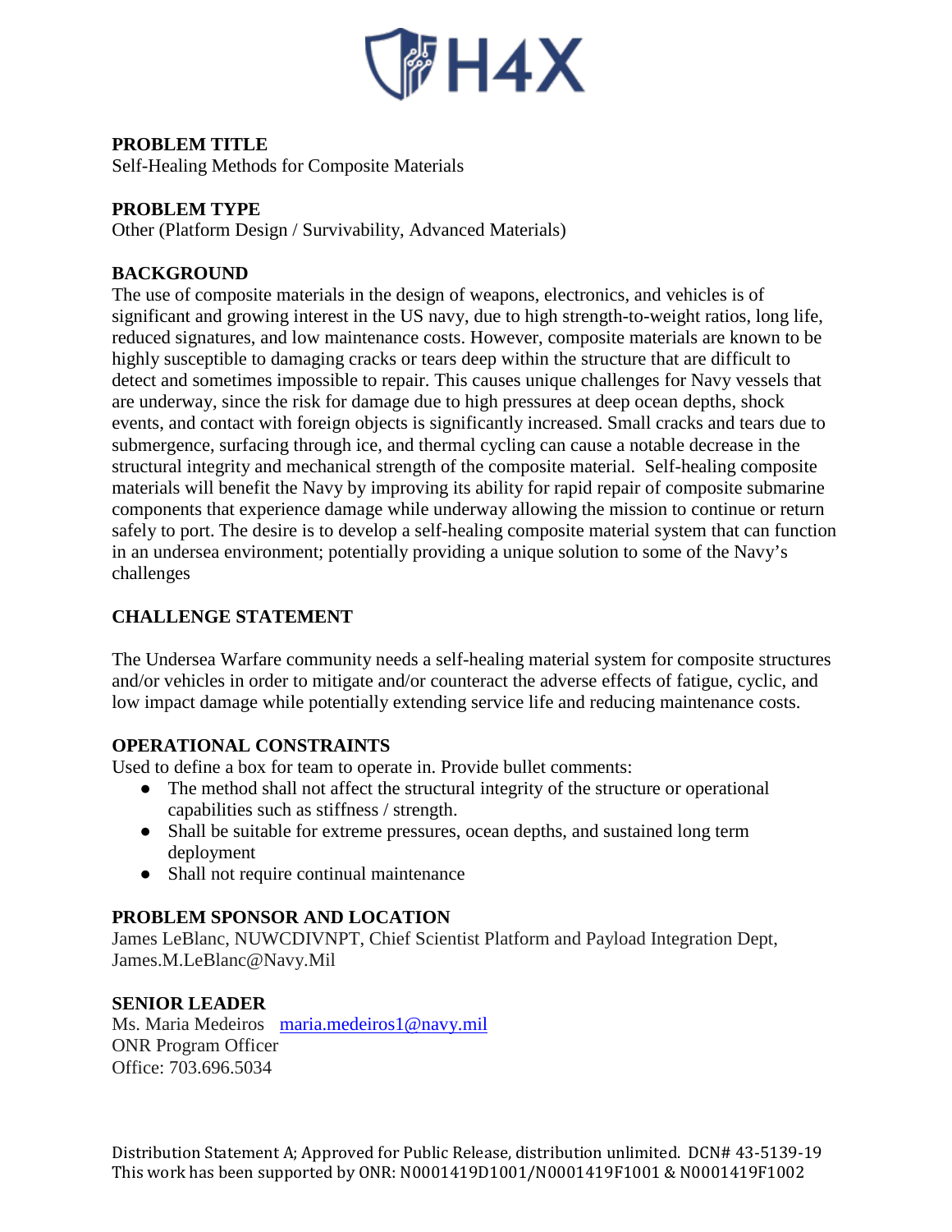**PROBLEM TITLE**
Self-Healing Methods for Composite Materials

**PROBLEM TYPE**
Other (Platform Design / Survivability, Advanced Materials)

**BACKGROUND**
The use of composite materials in the design of weapons, electronics, and vehicles is of significant and growing interest in the US navy, due to high strength-to-weight ratios, long life, reduced signatures, and low maintenance costs. However, composite materials are known to be highly susceptible to damaging cracks or tears deep within the structure that are difficult to detect and sometimes impossible to repair. This causes unique challenges for Navy vessels that are underway, since the risk for damage due to high pressures at deep ocean depths, shock events, and contact with foreign objects is significantly increased. Small cracks and tears due to submergence, surfacing through ice, and thermal cycling can cause a notable decrease in the structural integrity and mechanical strength of the composite material. Self-healing composite materials will benefit the Navy by improving its ability for rapid repair of composite submarine components that experience damage while underway allowing the mission to continue or return safely to port. The desire is to develop a self-healing composite material system that can function in an undersea environment; potentially providing a unique solution to some of the Navy's challenges

**CHALLENGE STATEMENT**

The Undersea Warfare community needs a self-healing material system for composite structures and/or vehicles in order to mitigate and/or counteract the adverse effects of fatigue, cyclic, and low impact damage while potentially extending service life and reducing maintenance costs.

**OPERATIONAL CONSTRAINTS**
Used to define a box for team to operate in. Provide bullet comments:

- The method shall not affect the structural integrity of the structure or operational capabilities such as stiffness / strength.
- Shall be suitable for extreme pressures, ocean depths, and sustained long term deployment
- Shall not require continual maintenance

**PROBLEM SPONSOR AND LOCATION**
James LeBlanc, NUWCDIVNPT, Chief Scientist Platform and Payload Integration Dept, James.M.LeBlanc@Navy.Mil

**SENIOR LEADER**
Ms. Maria Medeiros maria.medeiros1@navy.mil
ONR Program Officer
Office: 703.696.5034

Distribution Statement A; Approved for Public Release, distribution unlimited. DCN# 43-5139-19
This work has been supported by ONR: N0001419D1001/N0001419F1001 & N0001419F1002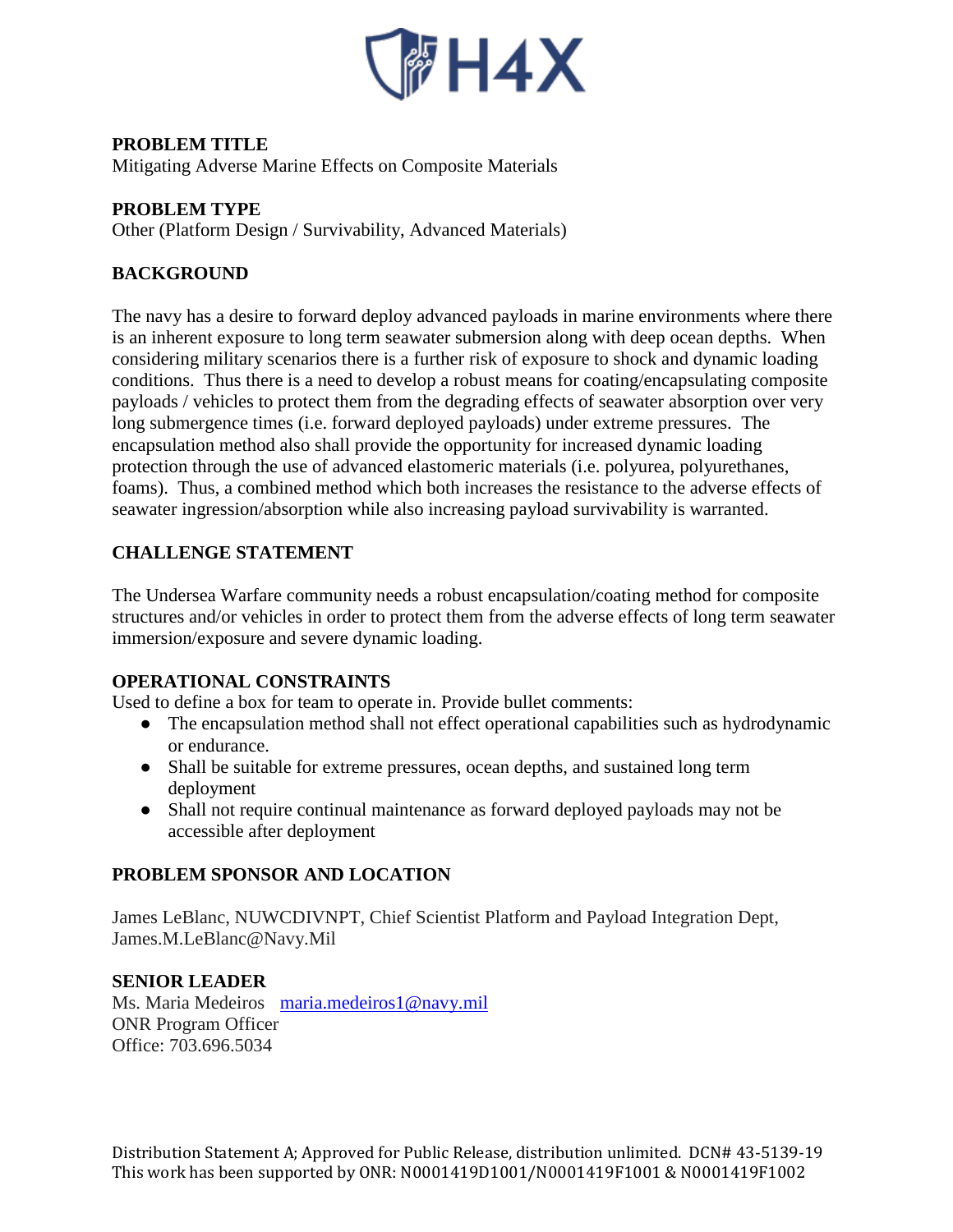**PROBLEM TITLE**
Mitigating Adverse Marine Effects on Composite Materials

**PROBLEM TYPE**
Other (Platform Design / Survivability, Advanced Materials)

**BACKGROUND**

The navy has a desire to forward deploy advanced payloads in marine environments where there is an inherent exposure to long term seawater submersion along with deep ocean depths. When considering military scenarios there is a further risk of exposure to shock and dynamic loading conditions. Thus there is a need to develop a robust means for coating/encapsulating composite payloads / vehicles to protect them from the degrading effects of seawater absorption over very long submergence times (i.e. forward deployed payloads) under extreme pressures. The encapsulation method also shall provide the opportunity for increased dynamic loading protection through the use of advanced elastomeric materials (i.e. polyurea, polyurethanes, foams). Thus, a combined method which both increases the resistance to the adverse effects of seawater ingression/absorption while also increasing payload survivability is warranted.

**CHALLENGE STATEMENT**

The Undersea Warfare community needs a robust encapsulation/coating method for composite structures and/or vehicles in order to protect them from the adverse effects of long term seawater immersion/exposure and severe dynamic loading.

**OPERATIONAL CONSTRAINTS**
Used to define a box for team to operate in. Provide bullet comments:

- The encapsulation method shall not effect operational capabilities such as hydrodynamic or endurance.
- Shall be suitable for extreme pressures, ocean depths, and sustained long term deployment
- Shall not require continual maintenance as forward deployed payloads may not be accessible after deployment

**PROBLEM SPONSOR AND LOCATION**

James LeBlanc, NUWCDIVNPT, Chief Scientist Platform and Payload Integration Dept, James.M.LeBlanc@Navy.Mil

**SENIOR LEADER**
Ms. Maria Medeiros maria.medeiros1@navy.mil
ONR Program Officer
Office: 703.696.5034

Distribution Statement A; Approved for Public Release, distribution unlimited. DCN# 43-5139-19
This work has been supported by ONR: N0001419D1001/N0001419F1001 & N0001419F1002